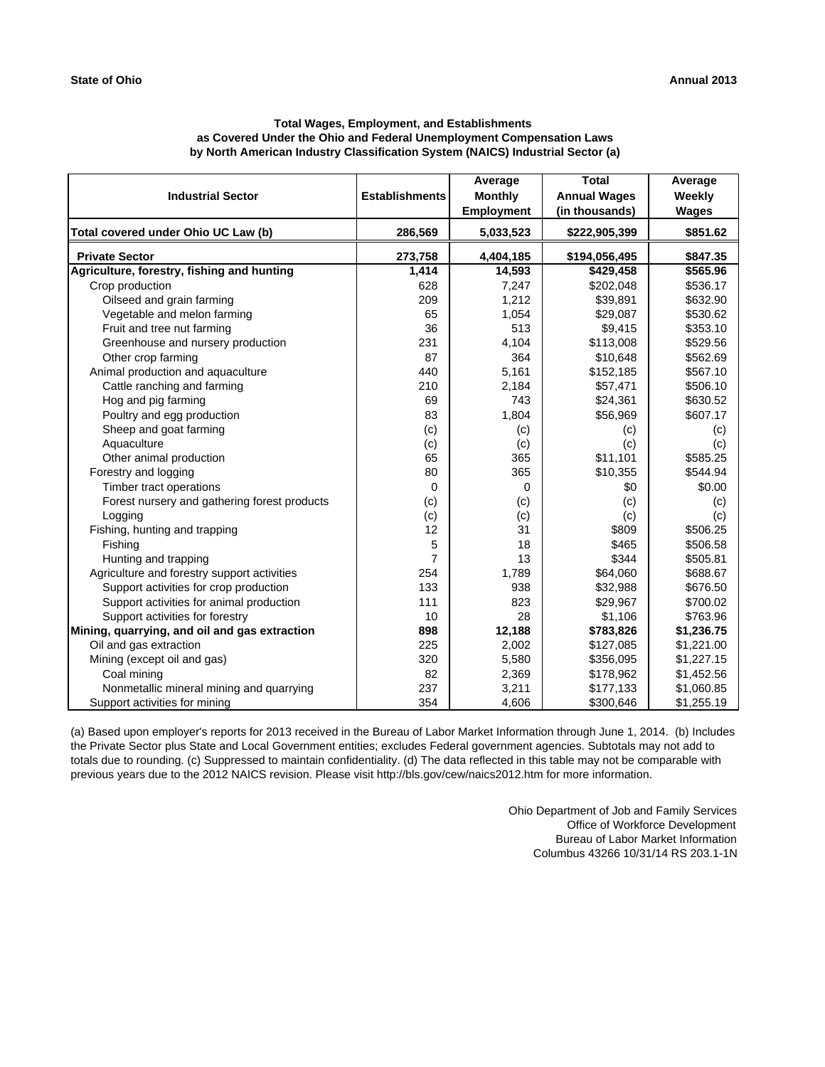**State of Ohio** **Annual 2013**

### Total Wages, Employment, and Establishments as Covered Under the Ohio and Federal Unemployment Compensation Laws by North American Industry Classification System (NAICS) Industrial Sector (a)

| Industrial Sector | Establishments | Average Monthly Employment | Total Annual Wages (in thousands) | Average Weekly Wages |
|---|---|---|---|---|
| **Total covered under Ohio UC Law (b)** | **286,569** | **5,033,523** | **$222,905,399** | **$851.62** |
| **Private Sector** | **273,758** | **4,404,185** | **$194,056,495** | **$847.35** |
| **Agriculture, forestry, fishing and hunting** | **1,414** | **14,593** | **$429,458** | **$565.96** |
| Crop production | 628 | 7,247 | $202,048 | $536.17 |
| Oilseed and grain farming | 209 | 1,212 | $39,891 | $632.90 |
| Vegetable and melon farming | 65 | 1,054 | $29,087 | $530.62 |
| Fruit and tree nut farming | 36 | 513 | $9,415 | $353.10 |
| Greenhouse and nursery production | 231 | 4,104 | $113,008 | $529.56 |
| Other crop farming | 87 | 364 | $10,648 | $562.69 |
| Animal production and aquaculture | 440 | 5,161 | $152,185 | $567.10 |
| Cattle ranching and farming | 210 | 2,184 | $57,471 | $506.10 |
| Hog and pig farming | 69 | 743 | $24,361 | $630.52 |
| Poultry and egg production | 83 | 1,804 | $56,969 | $607.17 |
| Sheep and goat farming | (c) | (c) | (c) | (c) |
| Aquaculture | (c) | (c) | (c) | (c) |
| Other animal production | 65 | 365 | $11,101 | $585.25 |
| Forestry and logging | 80 | 365 | $10,355 | $544.94 |
| Timber tract operations | 0 | 0 | $0 | $0.00 |
| Forest nursery and gathering forest products | (c) | (c) | (c) | (c) |
| Logging | (c) | (c) | (c) | (c) |
| Fishing, hunting and trapping | 12 | 31 | $809 | $506.25 |
| Fishing | 5 | 18 | $465 | $506.58 |
| Hunting and trapping | 7 | 13 | $344 | $505.81 |
| Agriculture and forestry support activities | 254 | 1,789 | $64,060 | $688.67 |
| Support activities for crop production | 133 | 938 | $32,988 | $676.50 |
| Support activities for animal production | 111 | 823 | $29,967 | $700.02 |
| Support activities for forestry | 10 | 28 | $1,106 | $763.96 |
| **Mining, quarrying, and oil and gas extraction** | **898** | **12,188** | **$783,826** | **$1,236.75** |
| Oil and gas extraction | 225 | 2,002 | $127,085 | $1,221.00 |
| Mining (except oil and gas) | 320 | 5,580 | $356,095 | $1,227.15 |
| Coal mining | 82 | 2,369 | $178,962 | $1,452.56 |
| Nonmetallic mineral mining and quarrying | 237 | 3,211 | $177,133 | $1,060.85 |
| Support activities for mining | 354 | 4,606 | $300,646 | $1,255.19 |

(a) Based upon employer's reports for 2013 received in the Bureau of Labor Market Information through June 1, 2014. (b) Includes the Private Sector plus State and Local Government entities; excludes Federal government agencies. Subtotals may not add to totals due to rounding. (c) Suppressed to maintain confidentiality. (d) The data reflected in this table may not be comparable with previous years due to the 2012 NAICS revision. Please visit http://bls.gov/cew/naics2012.htm for more information.

Ohio Department of Job and Family Services
Office of Workforce Development
Bureau of Labor Market Information
Columbus 43266 10/31/14 RS 203.1-1N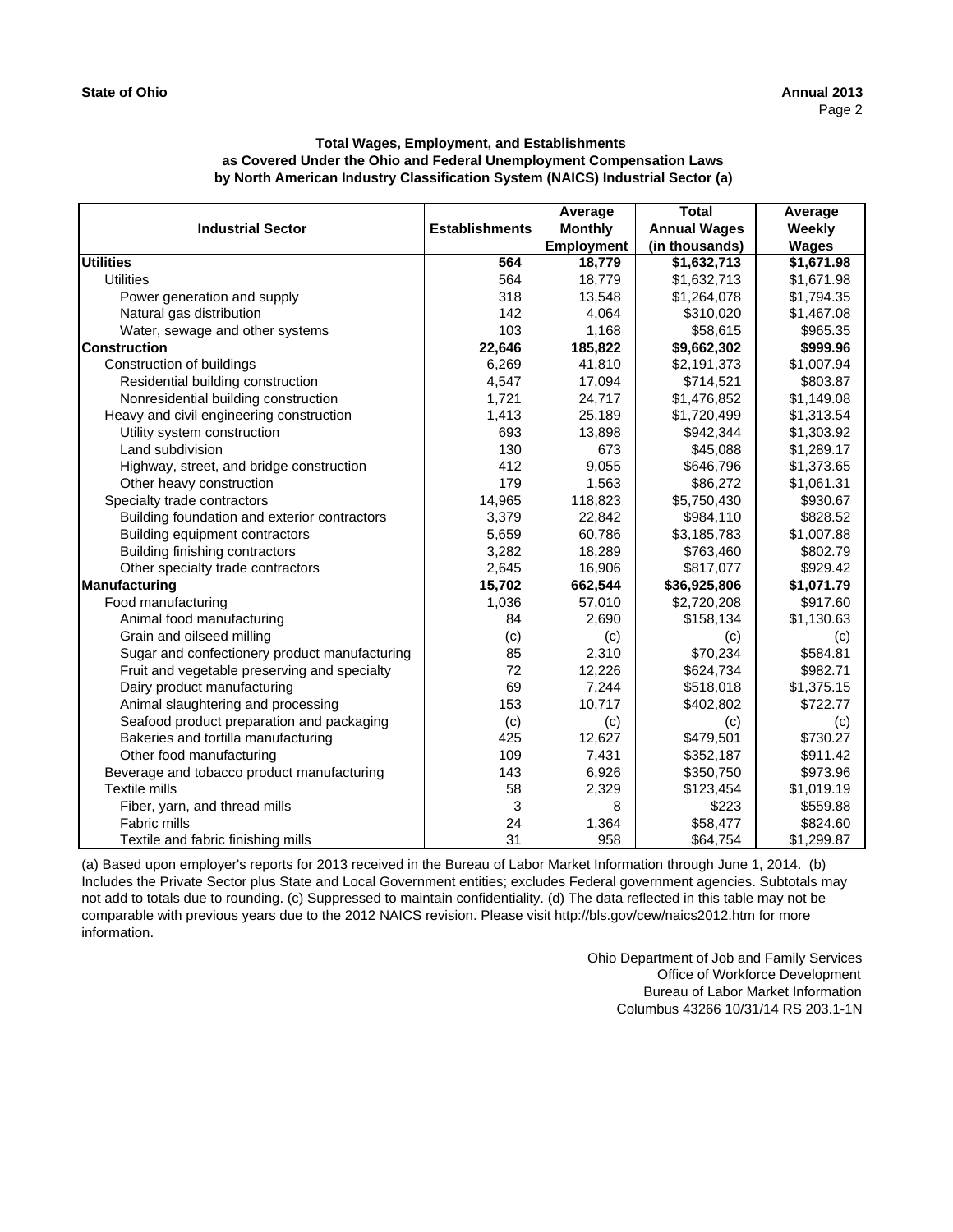**State of Ohio** **Annual 2013**

### Total Wages, Employment, and Establishments as Covered Under the Ohio and Federal Unemployment Compensation Laws by North American Industry Classification System (NAICS) Industrial Sector (a)

| Industrial Sector | Establishments | Average Monthly Employment | Total Annual Wages (in thousands) | Average Weekly Wages |
|---|---|---|---|---|
| **Utilities** | **564** | **18,779** | **$1,632,713** | **$1,671.98** |
| Utilities | 564 | 18,779 | $1,632,713 | $1,671.98 |
| Power generation and supply | 318 | 13,548 | $1,264,078 | $1,794.35 |
| Natural gas distribution | 142 | 4,064 | $310,020 | $1,467.08 |
| Water, sewage and other systems | 103 | 1,168 | $58,615 | $965.35 |
| **Construction** | **22,646** | **185,822** | **$9,662,302** | **$999.96** |
| Construction of buildings | 6,269 | 41,810 | $2,191,373 | $1,007.94 |
| Residential building construction | 4,547 | 17,094 | $714,521 | $803.87 |
| Nonresidential building construction | 1,721 | 24,717 | $1,476,852 | $1,149.08 |
| Heavy and civil engineering construction | 1,413 | 25,189 | $1,720,499 | $1,313.54 |
| Utility system construction | 693 | 13,898 | $942,344 | $1,303.92 |
| Land subdivision | 130 | 673 | $45,088 | $1,289.17 |
| Highway, street, and bridge construction | 412 | 9,055 | $646,796 | $1,373.65 |
| Other heavy construction | 179 | 1,563 | $86,272 | $1,061.31 |
| Specialty trade contractors | 14,965 | 118,823 | $5,750,430 | $930.67 |
| Building foundation and exterior contractors | 3,379 | 22,842 | $984,110 | $828.52 |
| Building equipment contractors | 5,659 | 60,786 | $3,185,783 | $1,007.88 |
| Building finishing contractors | 3,282 | 18,289 | $763,460 | $802.79 |
| Other specialty trade contractors | 2,645 | 16,906 | $817,077 | $929.42 |
| **Manufacturing** | **15,702** | **662,544** | **$36,925,806** | **$1,071.79** |
| Food manufacturing | 1,036 | 57,010 | $2,720,208 | $917.60 |
| Animal food manufacturing | 84 | 2,690 | $158,134 | $1,130.63 |
| Grain and oilseed milling | (c) | (c) | (c) | (c) |
| Sugar and confectionery product manufacturing | 85 | 2,310 | $70,234 | $584.81 |
| Fruit and vegetable preserving and specialty | 72 | 12,226 | $624,734 | $982.71 |
| Dairy product manufacturing | 69 | 7,244 | $518,018 | $1,375.15 |
| Animal slaughtering and processing | 153 | 10,717 | $402,802 | $722.77 |
| Seafood product preparation and packaging | (c) | (c) | (c) | (c) |
| Bakeries and tortilla manufacturing | 425 | 12,627 | $479,501 | $730.27 |
| Other food manufacturing | 109 | 7,431 | $352,187 | $911.42 |
| Beverage and tobacco product manufacturing | 143 | 6,926 | $350,750 | $973.96 |
| Textile mills | 58 | 2,329 | $123,454 | $1,019.19 |
| Fiber, yarn, and thread mills | 3 | 8 | $223 | $559.88 |
| Fabric mills | 24 | 1,364 | $58,477 | $824.60 |
| Textile and fabric finishing mills | 31 | 958 | $64,754 | $1,299.87 |

(a) Based upon employer's reports for 2013 received in the Bureau of Labor Market Information through June 1, 2014. (b) Includes the Private Sector plus State and Local Government entities; excludes Federal government agencies. Subtotals may not add to totals due to rounding. (c) Suppressed to maintain confidentiality. (d) The data reflected in this table may not be comparable with previous years due to the 2012 NAICS revision. Please visit http://bls.gov/cew/naics2012.htm for more information.

Ohio Department of Job and Family Services
Office of Workforce Development
Bureau of Labor Market Information
Columbus 43266 10/31/14 RS 203.1-1N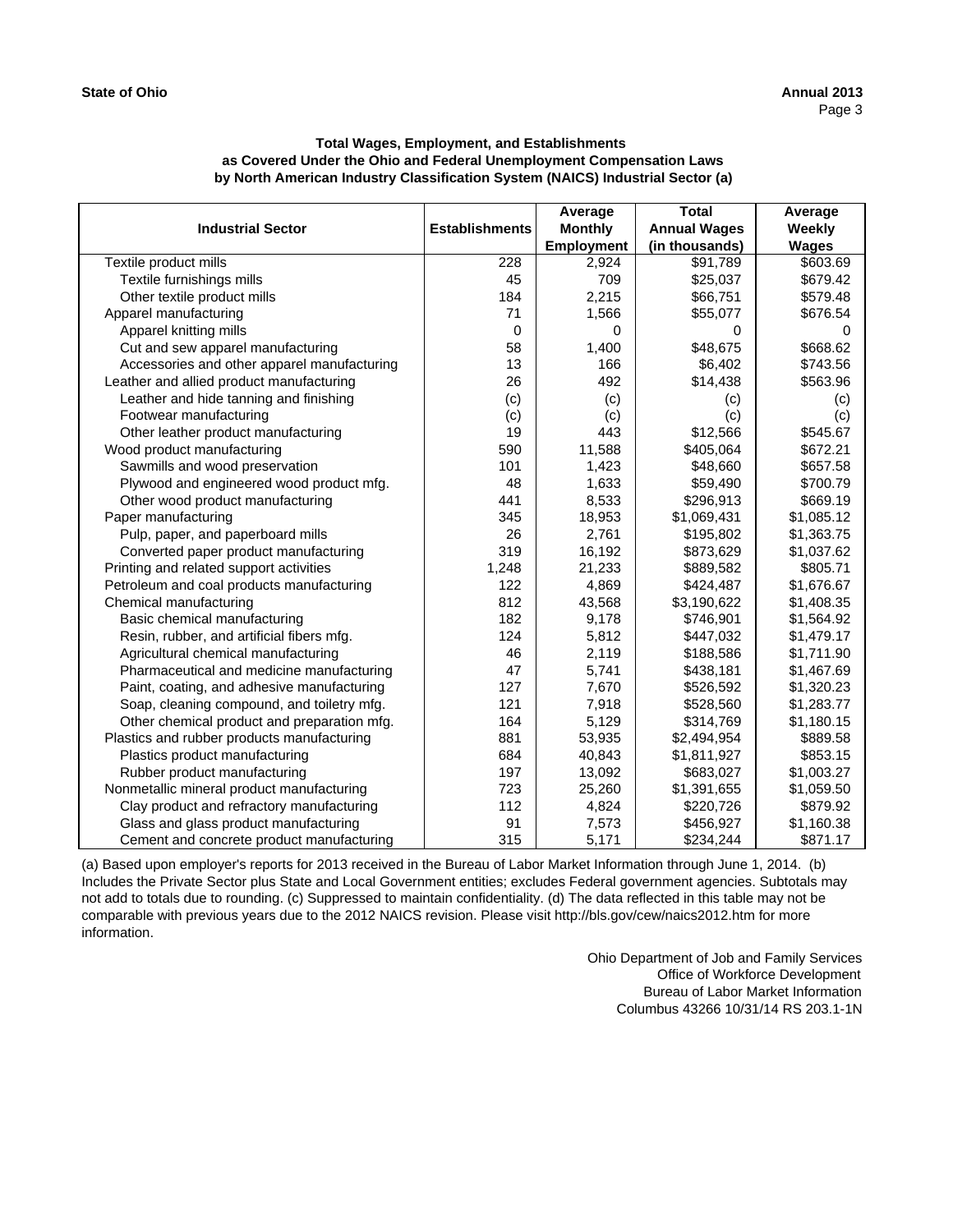**State of Ohio** **Annual 2013**

### Total Wages, Employment, and Establishments as Covered Under the Ohio and Federal Unemployment Compensation Laws by North American Industry Classification System (NAICS) Industrial Sector (a)

| Industrial Sector | Establishments | Average Monthly Employment | Total Annual Wages (in thousands) | Average Weekly Wages |
|---|---|---|---|---|
| Textile product mills | 228 | 2,924 | $91,789 | $603.69 |
| Textile furnishings mills | 45 | 709 | $25,037 | $679.42 |
| Other textile product mills | 184 | 2,215 | $66,751 | $579.48 |
| Apparel manufacturing | 71 | 1,566 | $55,077 | $676.54 |
| Apparel knitting mills | 0 | 0 | 0 | 0 |
| Cut and sew apparel manufacturing | 58 | 1,400 | $48,675 | $668.62 |
| Accessories and other apparel manufacturing | 13 | 166 | $6,402 | $743.56 |
| Leather and allied product manufacturing | 26 | 492 | $14,438 | $563.96 |
| Leather and hide tanning and finishing | (c) | (c) | (c) | (c) |
| Footwear manufacturing | (c) | (c) | (c) | (c) |
| Other leather product manufacturing | 19 | 443 | $12,566 | $545.67 |
| Wood product manufacturing | 590 | 11,588 | $405,064 | $672.21 |
| Sawmills and wood preservation | 101 | 1,423 | $48,660 | $657.58 |
| Plywood and engineered wood product mfg. | 48 | 1,633 | $59,490 | $700.79 |
| Other wood product manufacturing | 441 | 8,533 | $296,913 | $669.19 |
| Paper manufacturing | 345 | 18,953 | $1,069,431 | $1,085.12 |
| Pulp, paper, and paperboard mills | 26 | 2,761 | $195,802 | $1,363.75 |
| Converted paper product manufacturing | 319 | 16,192 | $873,629 | $1,037.62 |
| Printing and related support activities | 1,248 | 21,233 | $889,582 | $805.71 |
| Petroleum and coal products manufacturing | 122 | 4,869 | $424,487 | $1,676.67 |
| Chemical manufacturing | 812 | 43,568 | $3,190,622 | $1,408.35 |
| Basic chemical manufacturing | 182 | 9,178 | $746,901 | $1,564.92 |
| Resin, rubber, and artificial fibers mfg. | 124 | 5,812 | $447,032 | $1,479.17 |
| Agricultural chemical manufacturing | 46 | 2,119 | $188,586 | $1,711.90 |
| Pharmaceutical and medicine manufacturing | 47 | 5,741 | $438,181 | $1,467.69 |
| Paint, coating, and adhesive manufacturing | 127 | 7,670 | $526,592 | $1,320.23 |
| Soap, cleaning compound, and toiletry mfg. | 121 | 7,918 | $528,560 | $1,283.77 |
| Other chemical product and preparation mfg. | 164 | 5,129 | $314,769 | $1,180.15 |
| Plastics and rubber products manufacturing | 881 | 53,935 | $2,494,954 | $889.58 |
| Plastics product manufacturing | 684 | 40,843 | $1,811,927 | $853.15 |
| Rubber product manufacturing | 197 | 13,092 | $683,027 | $1,003.27 |
| Nonmetallic mineral product manufacturing | 723 | 25,260 | $1,391,655 | $1,059.50 |
| Clay product and refractory manufacturing | 112 | 4,824 | $220,726 | $879.92 |
| Glass and glass product manufacturing | 91 | 7,573 | $456,927 | $1,160.38 |
| Cement and concrete product manufacturing | 315 | 5,171 | $234,244 | $871.17 |

(a) Based upon employer's reports for 2013 received in the Bureau of Labor Market Information through June 1, 2014. (b) Includes the Private Sector plus State and Local Government entities; excludes Federal government agencies. Subtotals may not add to totals due to rounding. (c) Suppressed to maintain confidentiality. (d) The data reflected in this table may not be comparable with previous years due to the 2012 NAICS revision. Please visit http://bls.gov/cew/naics2012.htm for more information.

Ohio Department of Job and Family Services
Office of Workforce Development
Bureau of Labor Market Information
Columbus 43266 10/31/14 RS 203.1-1N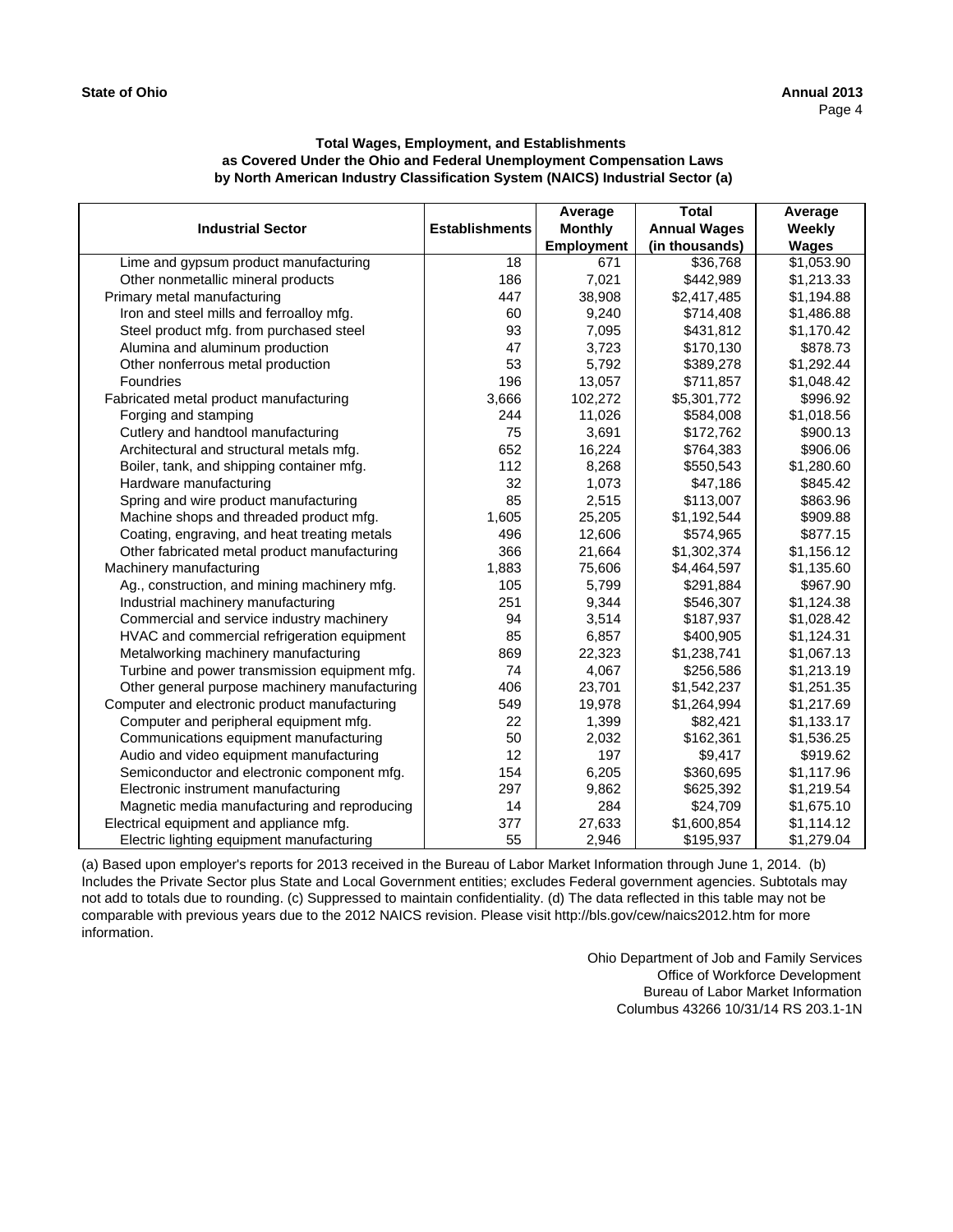**Total Wages, Employment, and Establishments as Covered Under the Ohio and Federal Unemployment Compensation Laws by North American Industry Classification System (NAICS) Industrial Sector (a)**

| Industrial Sector | Establishments | Average Monthly Employment | Total Annual Wages (in thousands) | Average Weekly Wages |
|---|---|---|---|---|
| Lime and gypsum product manufacturing | 18 | 671 | $36,768 | $1,053.90 |
| Other nonmetallic mineral products | 186 | 7,021 | $442,989 | $1,213.33 |
| Primary metal manufacturing | 447 | 38,908 | $2,417,485 | $1,194.88 |
| Iron and steel mills and ferroalloy mfg. | 60 | 9,240 | $714,408 | $1,486.88 |
| Steel product mfg. from purchased steel | 93 | 7,095 | $431,812 | $1,170.42 |
| Alumina and aluminum production | 47 | 3,723 | $170,130 | $878.73 |
| Other nonferrous metal production | 53 | 5,792 | $389,278 | $1,292.44 |
| Foundries | 196 | 13,057 | $711,857 | $1,048.42 |
| Fabricated metal product manufacturing | 3,666 | 102,272 | $5,301,772 | $996.92 |
| Forging and stamping | 244 | 11,026 | $584,008 | $1,018.56 |
| Cutlery and handtool manufacturing | 75 | 3,691 | $172,762 | $900.13 |
| Architectural and structural metals mfg. | 652 | 16,224 | $764,383 | $906.06 |
| Boiler, tank, and shipping container mfg. | 112 | 8,268 | $550,543 | $1,280.60 |
| Hardware manufacturing | 32 | 1,073 | $47,186 | $845.42 |
| Spring and wire product manufacturing | 85 | 2,515 | $113,007 | $863.96 |
| Machine shops and threaded product mfg. | 1,605 | 25,205 | $1,192,544 | $909.88 |
| Coating, engraving, and heat treating metals | 496 | 12,606 | $574,965 | $877.15 |
| Other fabricated metal product manufacturing | 366 | 21,664 | $1,302,374 | $1,156.12 |
| Machinery manufacturing | 1,883 | 75,606 | $4,464,597 | $1,135.60 |
| Ag., construction, and mining machinery mfg. | 105 | 5,799 | $291,884 | $967.90 |
| Industrial machinery manufacturing | 251 | 9,344 | $546,307 | $1,124.38 |
| Commercial and service industry machinery | 94 | 3,514 | $187,937 | $1,028.42 |
| HVAC and commercial refrigeration equipment | 85 | 6,857 | $400,905 | $1,124.31 |
| Metalworking machinery manufacturing | 869 | 22,323 | $1,238,741 | $1,067.13 |
| Turbine and power transmission equipment mfg. | 74 | 4,067 | $256,586 | $1,213.19 |
| Other general purpose machinery manufacturing | 406 | 23,701 | $1,542,237 | $1,251.35 |
| Computer and electronic product manufacturing | 549 | 19,978 | $1,264,994 | $1,217.69 |
| Computer and peripheral equipment mfg. | 22 | 1,399 | $82,421 | $1,133.17 |
| Communications equipment manufacturing | 50 | 2,032 | $162,361 | $1,536.25 |
| Audio and video equipment manufacturing | 12 | 197 | $9,417 | $919.62 |
| Semiconductor and electronic component mfg. | 154 | 6,205 | $360,695 | $1,117.96 |
| Electronic instrument manufacturing | 297 | 9,862 | $625,392 | $1,219.54 |
| Magnetic media manufacturing and reproducing | 14 | 284 | $24,709 | $1,675.10 |
| Electrical equipment and appliance mfg. | 377 | 27,633 | $1,600,854 | $1,114.12 |
| Electric lighting equipment manufacturing | 55 | 2,946 | $195,937 | $1,279.04 |

(a) Based upon employer's reports for 2013 received in the Bureau of Labor Market Information through June 1, 2014. (b) Includes the Private Sector plus State and Local Government entities; excludes Federal government agencies. Subtotals may not add to totals due to rounding. (c) Suppressed to maintain confidentiality. (d) The data reflected in this table may not be comparable with previous years due to the 2012 NAICS revision. Please visit http://bls.gov/cew/naics2012.htm for more information.

Ohio Department of Job and Family Services
Office of Workforce Development
Bureau of Labor Market Information
Columbus 43266 10/31/14 RS 203.1-1N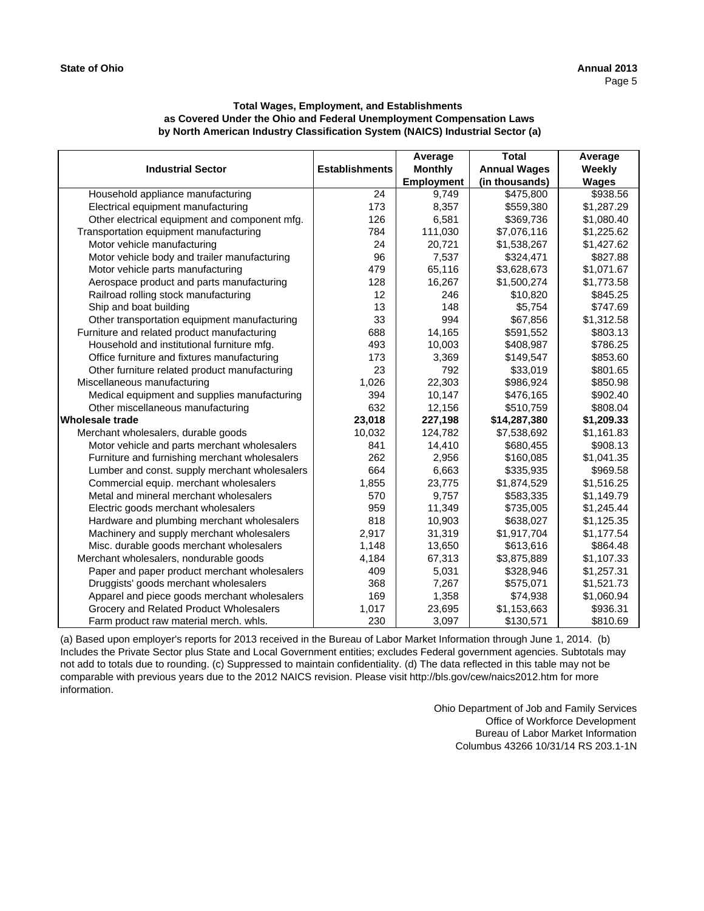**State of Ohio** **Annual 2013**

**Total Wages, Employment, and Establishments as Covered Under the Ohio and Federal Unemployment Compensation Laws by North American Industry Classification System (NAICS) Industrial Sector (a)**

| Industrial Sector | Establishments | Average Monthly Employment | Total Annual Wages (in thousands) | Average Weekly Wages |
|---|---|---|---|---|
| Household appliance manufacturing | 24 | 9,749 | $475,800 | $938.56 |
| Electrical equipment manufacturing | 173 | 8,357 | $559,380 | $1,287.29 |
| Other electrical equipment and component mfg. | 126 | 6,581 | $369,736 | $1,080.40 |
| Transportation equipment manufacturing | 784 | 111,030 | $7,076,116 | $1,225.62 |
| Motor vehicle manufacturing | 24 | 20,721 | $1,538,267 | $1,427.62 |
| Motor vehicle body and trailer manufacturing | 96 | 7,537 | $324,471 | $827.88 |
| Motor vehicle parts manufacturing | 479 | 65,116 | $3,628,673 | $1,071.67 |
| Aerospace product and parts manufacturing | 128 | 16,267 | $1,500,274 | $1,773.58 |
| Railroad rolling stock manufacturing | 12 | 246 | $10,820 | $845.25 |
| Ship and boat building | 13 | 148 | $5,754 | $747.69 |
| Other transportation equipment manufacturing | 33 | 994 | $67,856 | $1,312.58 |
| Furniture and related product manufacturing | 688 | 14,165 | $591,552 | $803.13 |
| Household and institutional furniture mfg. | 493 | 10,003 | $408,987 | $786.25 |
| Office furniture and fixtures manufacturing | 173 | 3,369 | $149,547 | $853.60 |
| Other furniture related product manufacturing | 23 | 792 | $33,019 | $801.65 |
| Miscellaneous manufacturing | 1,026 | 22,303 | $986,924 | $850.98 |
| Medical equipment and supplies manufacturing | 394 | 10,147 | $476,165 | $902.40 |
| Other miscellaneous manufacturing | 632 | 12,156 | $510,759 | $808.04 |
| **Wholesale trade** | **23,018** | **227,198** | **$14,287,380** | **$1,209.33** |
| Merchant wholesalers, durable goods | 10,032 | 124,782 | $7,538,692 | $1,161.83 |
| Motor vehicle and parts merchant wholesalers | 841 | 14,410 | $680,455 | $908.13 |
| Furniture and furnishing merchant wholesalers | 262 | 2,956 | $160,085 | $1,041.35 |
| Lumber and const. supply merchant wholesalers | 664 | 6,663 | $335,935 | $969.58 |
| Commercial equip. merchant wholesalers | 1,855 | 23,775 | $1,874,529 | $1,516.25 |
| Metal and mineral merchant wholesalers | 570 | 9,757 | $583,335 | $1,149.79 |
| Electric goods merchant wholesalers | 959 | 11,349 | $735,005 | $1,245.44 |
| Hardware and plumbing merchant wholesalers | 818 | 10,903 | $638,027 | $1,125.35 |
| Machinery and supply merchant wholesalers | 2,917 | 31,319 | $1,917,704 | $1,177.54 |
| Misc. durable goods merchant wholesalers | 1,148 | 13,650 | $613,616 | $864.48 |
| Merchant wholesalers, nondurable goods | 4,184 | 67,313 | $3,875,889 | $1,107.33 |
| Paper and paper product merchant wholesalers | 409 | 5,031 | $328,946 | $1,257.31 |
| Druggists' goods merchant wholesalers | 368 | 7,267 | $575,071 | $1,521.73 |
| Apparel and piece goods merchant wholesalers | 169 | 1,358 | $74,938 | $1,060.94 |
| Grocery and Related Product Wholesalers | 1,017 | 23,695 | $1,153,663 | $936.31 |
| Farm product raw material merch. whls. | 230 | 3,097 | $130,571 | $810.69 |

(a) Based upon employer's reports for 2013 received in the Bureau of Labor Market Information through June 1, 2014. (b) Includes the Private Sector plus State and Local Government entities; excludes Federal government agencies. Subtotals may not add to totals due to rounding. (c) Suppressed to maintain confidentiality. (d) The data reflected in this table may not be comparable with previous years due to the 2012 NAICS revision. Please visit http://bls.gov/cew/naics2012.htm for more information.

Ohio Department of Job and Family Services
Office of Workforce Development
Bureau of Labor Market Information
Columbus 43266 10/31/14 RS 203.1-1N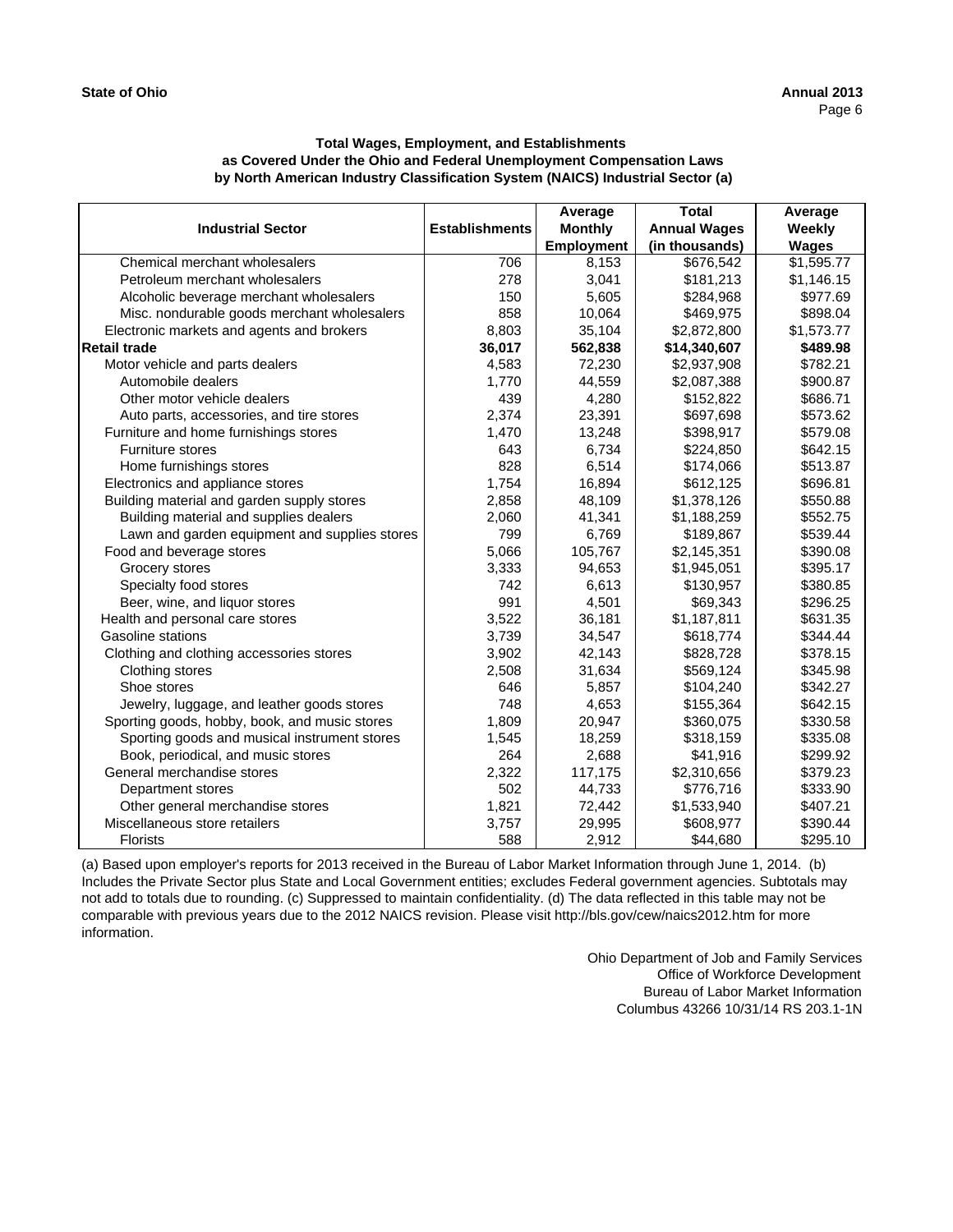**State of Ohio** **Annual 2013**

### Total Wages, Employment, and Establishments as Covered Under the Ohio and Federal Unemployment Compensation Laws by North American Industry Classification System (NAICS) Industrial Sector (a)

| Industrial Sector | Establishments | Average Monthly Employment | Total Annual Wages (in thousands) | Average Weekly Wages |
|---|---|---|---|---|
| Chemical merchant wholesalers | 706 | 8,153 | $676,542 | $1,595.77 |
| Petroleum merchant wholesalers | 278 | 3,041 | $181,213 | $1,146.15 |
| Alcoholic beverage merchant wholesalers | 150 | 5,605 | $284,968 | $977.69 |
| Misc. nondurable goods merchant wholesalers | 858 | 10,064 | $469,975 | $898.04 |
| Electronic markets and agents and brokers | 8,803 | 35,104 | $2,872,800 | $1,573.77 |
| **Retail trade** | **36,017** | **562,838** | **$14,340,607** | **$489.98** |
| Motor vehicle and parts dealers | 4,583 | 72,230 | $2,937,908 | $782.21 |
| Automobile dealers | 1,770 | 44,559 | $2,087,388 | $900.87 |
| Other motor vehicle dealers | 439 | 4,280 | $152,822 | $686.71 |
| Auto parts, accessories, and tire stores | 2,374 | 23,391 | $697,698 | $573.62 |
| Furniture and home furnishings stores | 1,470 | 13,248 | $398,917 | $579.08 |
| Furniture stores | 643 | 6,734 | $224,850 | $642.15 |
| Home furnishings stores | 828 | 6,514 | $174,066 | $513.87 |
| Electronics and appliance stores | 1,754 | 16,894 | $612,125 | $696.81 |
| Building material and garden supply stores | 2,858 | 48,109 | $1,378,126 | $550.88 |
| Building material and supplies dealers | 2,060 | 41,341 | $1,188,259 | $552.75 |
| Lawn and garden equipment and supplies stores | 799 | 6,769 | $189,867 | $539.44 |
| Food and beverage stores | 5,066 | 105,767 | $2,145,351 | $390.08 |
| Grocery stores | 3,333 | 94,653 | $1,945,051 | $395.17 |
| Specialty food stores | 742 | 6,613 | $130,957 | $380.85 |
| Beer, wine, and liquor stores | 991 | 4,501 | $69,343 | $296.25 |
| Health and personal care stores | 3,522 | 36,181 | $1,187,811 | $631.35 |
| Gasoline stations | 3,739 | 34,547 | $618,774 | $344.44 |
| Clothing and clothing accessories stores | 3,902 | 42,143 | $828,728 | $378.15 |
| Clothing stores | 2,508 | 31,634 | $569,124 | $345.98 |
| Shoe stores | 646 | 5,857 | $104,240 | $342.27 |
| Jewelry, luggage, and leather goods stores | 748 | 4,653 | $155,364 | $642.15 |
| Sporting goods, hobby, book, and music stores | 1,809 | 20,947 | $360,075 | $330.58 |
| Sporting goods and musical instrument stores | 1,545 | 18,259 | $318,159 | $335.08 |
| Book, periodical, and music stores | 264 | 2,688 | $41,916 | $299.92 |
| General merchandise stores | 2,322 | 117,175 | $2,310,656 | $379.23 |
| Department stores | 502 | 44,733 | $776,716 | $333.90 |
| Other general merchandise stores | 1,821 | 72,442 | $1,533,940 | $407.21 |
| Miscellaneous store retailers | 3,757 | 29,995 | $608,977 | $390.44 |
| Florists | 588 | 2,912 | $44,680 | $295.10 |

(a) Based upon employer's reports for 2013 received in the Bureau of Labor Market Information through June 1, 2014. (b) Includes the Private Sector plus State and Local Government entities; excludes Federal government agencies. Subtotals may not add to totals due to rounding. (c) Suppressed to maintain confidentiality. (d) The data reflected in this table may not be comparable with previous years due to the 2012 NAICS revision. Please visit http://bls.gov/cew/naics2012.htm for more information.

Ohio Department of Job and Family Services
Office of Workforce Development
Bureau of Labor Market Information
Columbus 43266 10/31/14 RS 203.1-1N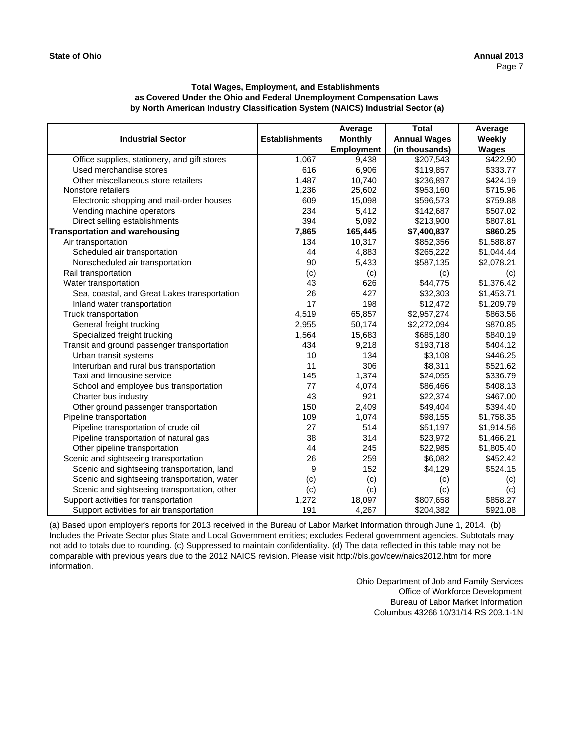**State of Ohio** **Annual 2013**

**Total Wages, Employment, and Establishments as Covered Under the Ohio and Federal Unemployment Compensation Laws by North American Industry Classification System (NAICS) Industrial Sector (a)**

| Industrial Sector | Establishments | Average Monthly Employment | Total Annual Wages (in thousands) | Average Weekly Wages |
|---|---|---|---|---|
| Office supplies, stationery, and gift stores | 1,067 | 9,438 | $207,543 | $422.90 |
| Used merchandise stores | 616 | 6,906 | $119,857 | $333.77 |
| Other miscellaneous store retailers | 1,487 | 10,740 | $236,897 | $424.19 |
| Nonstore retailers | 1,236 | 25,602 | $953,160 | $715.96 |
| Electronic shopping and mail-order houses | 609 | 15,098 | $596,573 | $759.88 |
| Vending machine operators | 234 | 5,412 | $142,687 | $507.02 |
| Direct selling establishments | 394 | 5,092 | $213,900 | $807.81 |
| **Transportation and warehousing** | **7,865** | **165,445** | **$7,400,837** | **$860.25** |
| Air transportation | 134 | 10,317 | $852,356 | $1,588.87 |
| Scheduled air transportation | 44 | 4,883 | $265,222 | $1,044.44 |
| Nonscheduled air transportation | 90 | 5,433 | $587,135 | $2,078.21 |
| Rail transportation | (c) | (c) | (c) | (c) |
| Water transportation | 43 | 626 | $44,775 | $1,376.42 |
| Sea, coastal, and Great Lakes transportation | 26 | 427 | $32,303 | $1,453.71 |
| Inland water transportation | 17 | 198 | $12,472 | $1,209.79 |
| Truck transportation | 4,519 | 65,857 | $2,957,274 | $863.56 |
| General freight trucking | 2,955 | 50,174 | $2,272,094 | $870.85 |
| Specialized freight trucking | 1,564 | 15,683 | $685,180 | $840.19 |
| Transit and ground passenger transportation | 434 | 9,218 | $193,718 | $404.12 |
| Urban transit systems | 10 | 134 | $3,108 | $446.25 |
| Interurban and rural bus transportation | 11 | 306 | $8,311 | $521.62 |
| Taxi and limousine service | 145 | 1,374 | $24,055 | $336.79 |
| School and employee bus transportation | 77 | 4,074 | $86,466 | $408.13 |
| Charter bus industry | 43 | 921 | $22,374 | $467.00 |
| Other ground passenger transportation | 150 | 2,409 | $49,404 | $394.40 |
| Pipeline transportation | 109 | 1,074 | $98,155 | $1,758.35 |
| Pipeline transportation of crude oil | 27 | 514 | $51,197 | $1,914.56 |
| Pipeline transportation of natural gas | 38 | 314 | $23,972 | $1,466.21 |
| Other pipeline transportation | 44 | 245 | $22,985 | $1,805.40 |
| Scenic and sightseeing transportation | 26 | 259 | $6,082 | $452.42 |
| Scenic and sightseeing transportation, land | 9 | 152 | $4,129 | $524.15 |
| Scenic and sightseeing transportation, water | (c) | (c) | (c) | (c) |
| Scenic and sightseeing transportation, other | (c) | (c) | (c) | (c) |
| Support activities for transportation | 1,272 | 18,097 | $807,658 | $858.27 |
| Support activities for air transportation | 191 | 4,267 | $204,382 | $921.08 |

(a) Based upon employer's reports for 2013 received in the Bureau of Labor Market Information through June 1, 2014. (b) Includes the Private Sector plus State and Local Government entities; excludes Federal government agencies. Subtotals may not add to totals due to rounding. (c) Suppressed to maintain confidentiality. (d) The data reflected in this table may not be comparable with previous years due to the 2012 NAICS revision. Please visit http://bls.gov/cew/naics2012.htm for more information.

Ohio Department of Job and Family Services
Office of Workforce Development
Bureau of Labor Market Information
Columbus 43266 10/31/14 RS 203.1-1N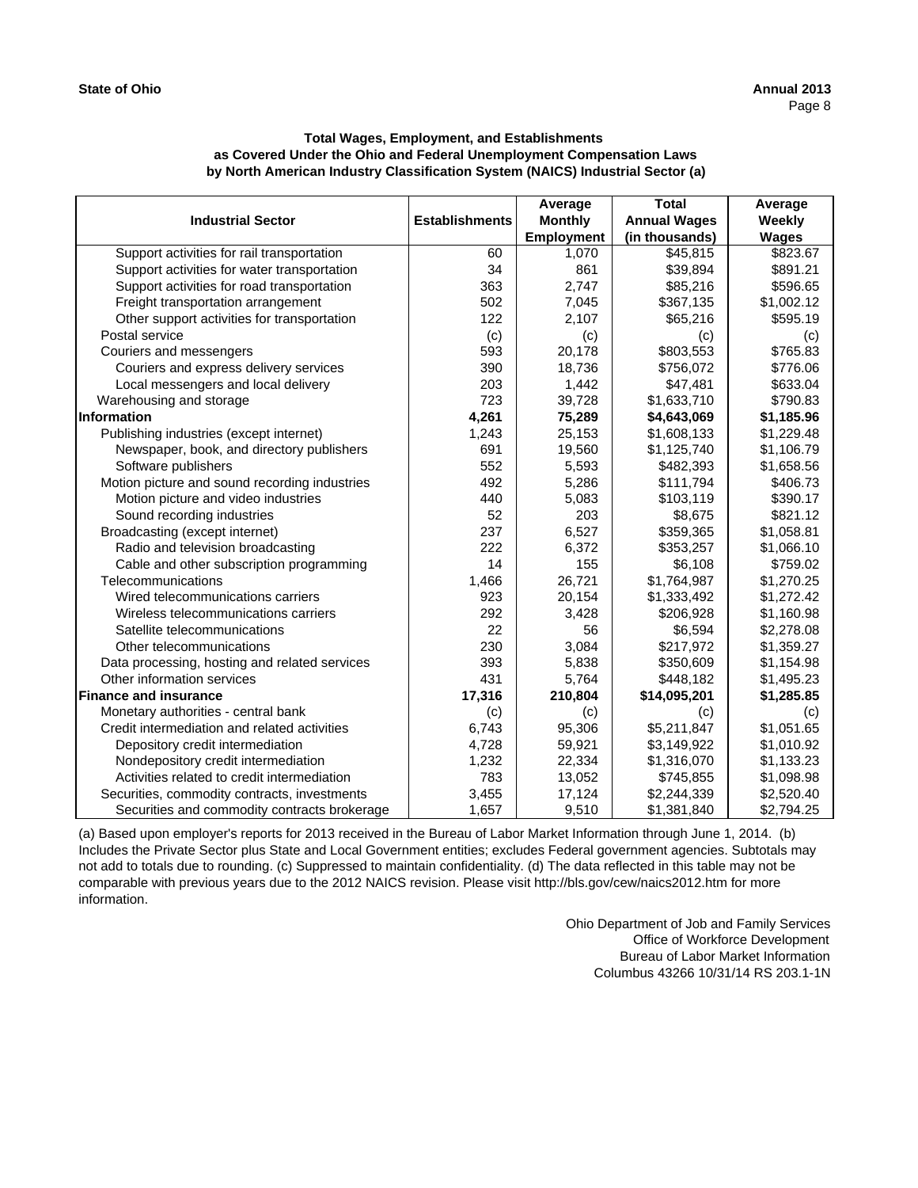**Total Wages, Employment, and Establishments**
**as Covered Under the Ohio and Federal Unemployment Compensation Laws**
**by North American Industry Classification System (NAICS) Industrial Sector (a)**

| Industrial Sector | Establishments | Average Monthly Employment | Total Annual Wages (in thousands) | Average Weekly Wages |
|---|---|---|---|---|
| Support activities for rail transportation | 60 | 1,070 | $45,815 | $823.67 |
| Support activities for water transportation | 34 | 861 | $39,894 | $891.21 |
| Support activities for road transportation | 363 | 2,747 | $85,216 | $596.65 |
| Freight transportation arrangement | 502 | 7,045 | $367,135 | $1,002.12 |
| Other support activities for transportation | 122 | 2,107 | $65,216 | $595.19 |
| Postal service | (c) | (c) | (c) | (c) |
| Couriers and messengers | 593 | 20,178 | $803,553 | $765.83 |
| Couriers and express delivery services | 390 | 18,736 | $756,072 | $776.06 |
| Local messengers and local delivery | 203 | 1,442 | $47,481 | $633.04 |
| Warehousing and storage | 723 | 39,728 | $1,633,710 | $790.83 |
| **Information** | **4,261** | **75,289** | **$4,643,069** | **$1,185.96** |
| Publishing industries (except internet) | 1,243 | 25,153 | $1,608,133 | $1,229.48 |
| Newspaper, book, and directory publishers | 691 | 19,560 | $1,125,740 | $1,106.79 |
| Software publishers | 552 | 5,593 | $482,393 | $1,658.56 |
| Motion picture and sound recording industries | 492 | 5,286 | $111,794 | $406.73 |
| Motion picture and video industries | 440 | 5,083 | $103,119 | $390.17 |
| Sound recording industries | 52 | 203 | $8,675 | $821.12 |
| Broadcasting (except internet) | 237 | 6,527 | $359,365 | $1,058.81 |
| Radio and television broadcasting | 222 | 6,372 | $353,257 | $1,066.10 |
| Cable and other subscription programming | 14 | 155 | $6,108 | $759.02 |
| Telecommunications | 1,466 | 26,721 | $1,764,987 | $1,270.25 |
| Wired telecommunications carriers | 923 | 20,154 | $1,333,492 | $1,272.42 |
| Wireless telecommunications carriers | 292 | 3,428 | $206,928 | $1,160.98 |
| Satellite telecommunications | 22 | 56 | $6,594 | $2,278.08 |
| Other telecommunications | 230 | 3,084 | $217,972 | $1,359.27 |
| Data processing, hosting and related services | 393 | 5,838 | $350,609 | $1,154.98 |
| Other information services | 431 | 5,764 | $448,182 | $1,495.23 |
| **Finance and insurance** | **17,316** | **210,804** | **$14,095,201** | **$1,285.85** |
| Monetary authorities - central bank | (c) | (c) | (c) | (c) |
| Credit intermediation and related activities | 6,743 | 95,306 | $5,211,847 | $1,051.65 |
| Depository credit intermediation | 4,728 | 59,921 | $3,149,922 | $1,010.92 |
| Nondepository credit intermediation | 1,232 | 22,334 | $1,316,070 | $1,133.23 |
| Activities related to credit intermediation | 783 | 13,052 | $745,855 | $1,098.98 |
| Securities, commodity contracts, investments | 3,455 | 17,124 | $2,244,339 | $2,520.40 |
| Securities and commodity contracts brokerage | 1,657 | 9,510 | $1,381,840 | $2,794.25 |

(a) Based upon employer's reports for 2013 received in the Bureau of Labor Market Information through June 1, 2014. (b) Includes the Private Sector plus State and Local Government entities; excludes Federal government agencies. Subtotals may not add to totals due to rounding. (c) Suppressed to maintain confidentiality. (d) The data reflected in this table may not be comparable with previous years due to the 2012 NAICS revision. Please visit http://bls.gov/cew/naics2012.htm for more information.

Ohio Department of Job and Family Services
Office of Workforce Development
Bureau of Labor Market Information
Columbus 43266 10/31/14 RS 203.1-1N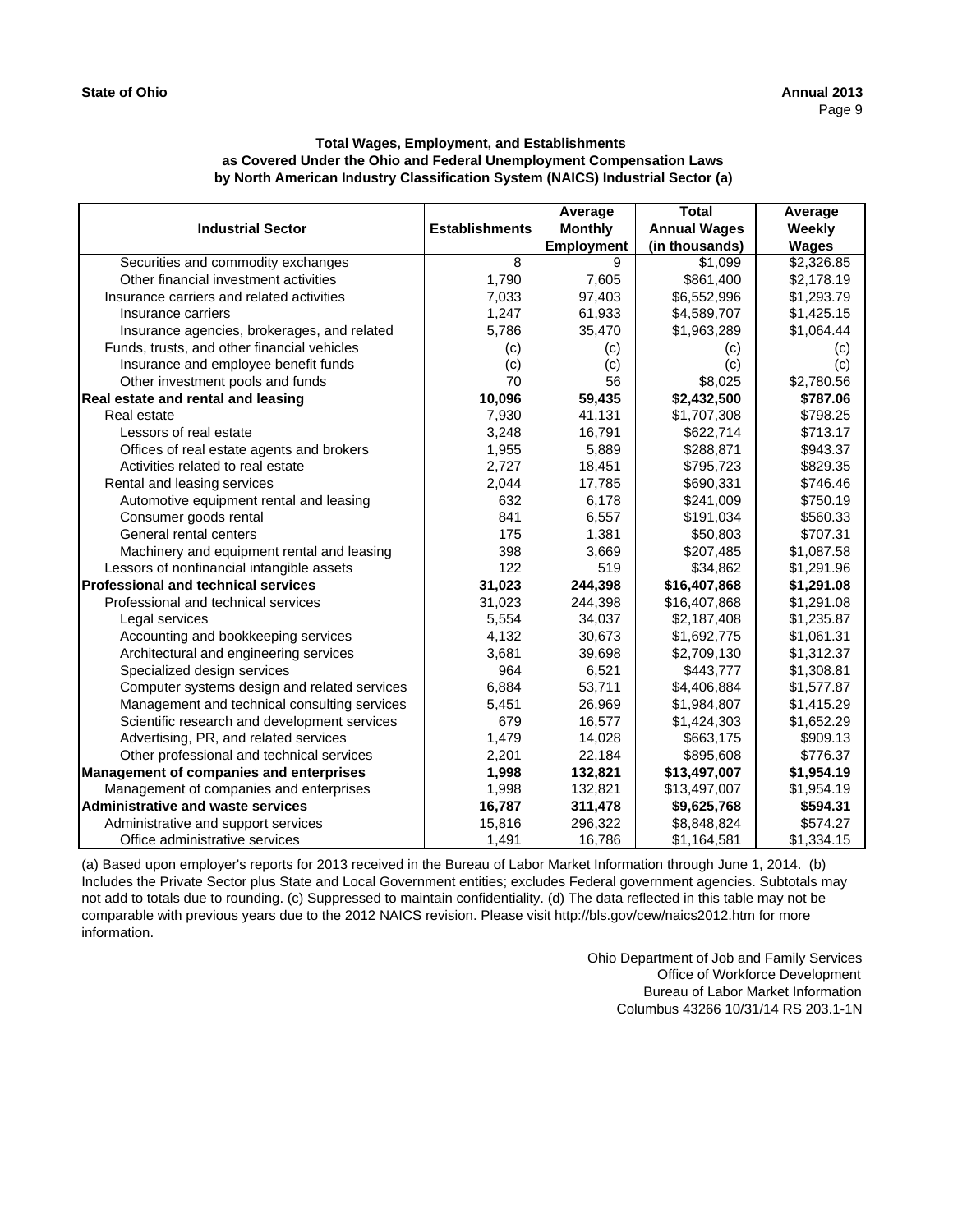**State of Ohio** **Annual 2013**

### Total Wages, Employment, and Establishments as Covered Under the Ohio and Federal Unemployment Compensation Laws by North American Industry Classification System (NAICS) Industrial Sector (a)

| Industrial Sector | Establishments | Average Monthly Employment | Total Annual Wages (in thousands) | Average Weekly Wages |
|---|---|---|---|---|
| Securities and commodity exchanges | 8 | 9 | $1,099 | $2,326.85 |
| Other financial investment activities | 1,790 | 7,605 | $861,400 | $2,178.19 |
| Insurance carriers and related activities | 7,033 | 97,403 | $6,552,996 | $1,293.79 |
| Insurance carriers | 1,247 | 61,933 | $4,589,707 | $1,425.15 |
| Insurance agencies, brokerages, and related | 5,786 | 35,470 | $1,963,289 | $1,064.44 |
| Funds, trusts, and other financial vehicles | (c) | (c) | (c) | (c) |
| Insurance and employee benefit funds | (c) | (c) | (c) | (c) |
| Other investment pools and funds | 70 | 56 | $8,025 | $2,780.56 |
| **Real estate and rental and leasing** | **10,096** | **59,435** | **$2,432,500** | **$787.06** |
| Real estate | 7,930 | 41,131 | $1,707,308 | $798.25 |
| Lessors of real estate | 3,248 | 16,791 | $622,714 | $713.17 |
| Offices of real estate agents and brokers | 1,955 | 5,889 | $288,871 | $943.37 |
| Activities related to real estate | 2,727 | 18,451 | $795,723 | $829.35 |
| Rental and leasing services | 2,044 | 17,785 | $690,331 | $746.46 |
| Automotive equipment rental and leasing | 632 | 6,178 | $241,009 | $750.19 |
| Consumer goods rental | 841 | 6,557 | $191,034 | $560.33 |
| General rental centers | 175 | 1,381 | $50,803 | $707.31 |
| Machinery and equipment rental and leasing | 398 | 3,669 | $207,485 | $1,087.58 |
| Lessors of nonfinancial intangible assets | 122 | 519 | $34,862 | $1,291.96 |
| **Professional and technical services** | **31,023** | **244,398** | **$16,407,868** | **$1,291.08** |
| Professional and technical services | 31,023 | 244,398 | $16,407,868 | $1,291.08 |
| Legal services | 5,554 | 34,037 | $2,187,408 | $1,235.87 |
| Accounting and bookkeeping services | 4,132 | 30,673 | $1,692,775 | $1,061.31 |
| Architectural and engineering services | 3,681 | 39,698 | $2,709,130 | $1,312.37 |
| Specialized design services | 964 | 6,521 | $443,777 | $1,308.81 |
| Computer systems design and related services | 6,884 | 53,711 | $4,406,884 | $1,577.87 |
| Management and technical consulting services | 5,451 | 26,969 | $1,984,807 | $1,415.29 |
| Scientific research and development services | 679 | 16,577 | $1,424,303 | $1,652.29 |
| Advertising, PR, and related services | 1,479 | 14,028 | $663,175 | $909.13 |
| Other professional and technical services | 2,201 | 22,184 | $895,608 | $776.37 |
| **Management of companies and enterprises** | **1,998** | **132,821** | **$13,497,007** | **$1,954.19** |
| Management of companies and enterprises | 1,998 | 132,821 | $13,497,007 | $1,954.19 |
| **Administrative and waste services** | **16,787** | **311,478** | **$9,625,768** | **$594.31** |
| Administrative and support services | 15,816 | 296,322 | $8,848,824 | $574.27 |
| Office administrative services | 1,491 | 16,786 | $1,164,581 | $1,334.15 |

(a) Based upon employer's reports for 2013 received in the Bureau of Labor Market Information through June 1, 2014. (b) Includes the Private Sector plus State and Local Government entities; excludes Federal government agencies. Subtotals may not add to totals due to rounding. (c) Suppressed to maintain confidentiality. (d) The data reflected in this table may not be comparable with previous years due to the 2012 NAICS revision. Please visit http://bls.gov/cew/naics2012.htm for more information.

Ohio Department of Job and Family Services
Office of Workforce Development
Bureau of Labor Market Information
Columbus 43266 10/31/14 RS 203.1-1N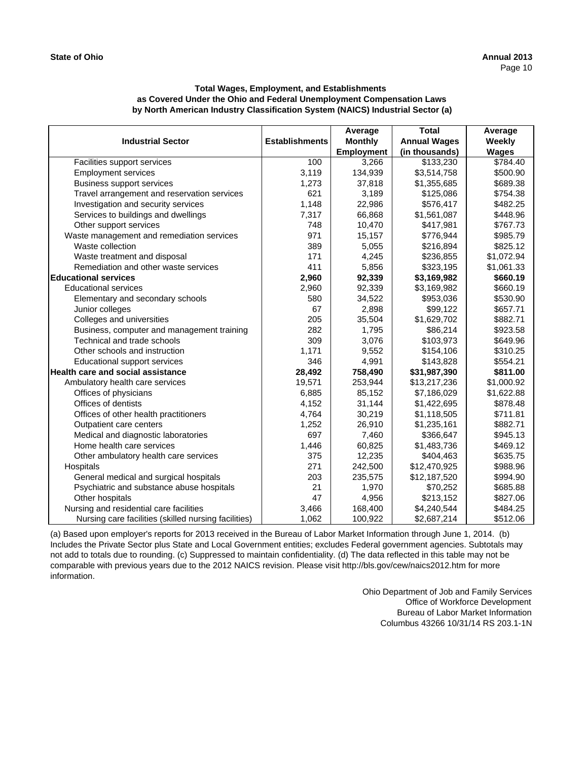**State of Ohio** **Annual 2013**

### Total Wages, Employment, and Establishments as Covered Under the Ohio and Federal Unemployment Compensation Laws by North American Industry Classification System (NAICS) Industrial Sector (a)

| Industrial Sector | Establishments | Average Monthly Employment | Total Annual Wages (in thousands) | Average Weekly Wages |
|---|---|---|---|---|
| Facilities support services | 100 | 3,266 | $133,230 | $784.40 |
| Employment services | 3,119 | 134,939 | $3,514,758 | $500.90 |
| Business support services | 1,273 | 37,818 | $1,355,685 | $689.38 |
| Travel arrangement and reservation services | 621 | 3,189 | $125,086 | $754.38 |
| Investigation and security services | 1,148 | 22,986 | $576,417 | $482.25 |
| Services to buildings and dwellings | 7,317 | 66,868 | $1,561,087 | $448.96 |
| Other support services | 748 | 10,470 | $417,981 | $767.73 |
| Waste management and remediation services | 971 | 15,157 | $776,944 | $985.79 |
| Waste collection | 389 | 5,055 | $216,894 | $825.12 |
| Waste treatment and disposal | 171 | 4,245 | $236,855 | $1,072.94 |
| Remediation and other waste services | 411 | 5,856 | $323,195 | $1,061.33 |
| **Educational services** | **2,960** | **92,339** | **$3,169,982** | **$660.19** |
| Educational services | 2,960 | 92,339 | $3,169,982 | $660.19 |
| Elementary and secondary schools | 580 | 34,522 | $953,036 | $530.90 |
| Junior colleges | 67 | 2,898 | $99,122 | $657.71 |
| Colleges and universities | 205 | 35,504 | $1,629,702 | $882.71 |
| Business, computer and management training | 282 | 1,795 | $86,214 | $923.58 |
| Technical and trade schools | 309 | 3,076 | $103,973 | $649.96 |
| Other schools and instruction | 1,171 | 9,552 | $154,106 | $310.25 |
| Educational support services | 346 | 4,991 | $143,828 | $554.21 |
| **Health care and social assistance** | **28,492** | **758,490** | **$31,987,390** | **$811.00** |
| Ambulatory health care services | 19,571 | 253,944 | $13,217,236 | $1,000.92 |
| Offices of physicians | 6,885 | 85,152 | $7,186,029 | $1,622.88 |
| Offices of dentists | 4,152 | 31,144 | $1,422,695 | $878.48 |
| Offices of other health practitioners | 4,764 | 30,219 | $1,118,505 | $711.81 |
| Outpatient care centers | 1,252 | 26,910 | $1,235,161 | $882.71 |
| Medical and diagnostic laboratories | 697 | 7,460 | $366,647 | $945.13 |
| Home health care services | 1,446 | 60,825 | $1,483,736 | $469.12 |
| Other ambulatory health care services | 375 | 12,235 | $404,463 | $635.75 |
| Hospitals | 271 | 242,500 | $12,470,925 | $988.96 |
| General medical and surgical hospitals | 203 | 235,575 | $12,187,520 | $994.90 |
| Psychiatric and substance abuse hospitals | 21 | 1,970 | $70,252 | $685.88 |
| Other hospitals | 47 | 4,956 | $213,152 | $827.06 |
| Nursing and residential care facilities | 3,466 | 168,400 | $4,240,544 | $484.25 |
| Nursing care facilities (skilled nursing facilities) | 1,062 | 100,922 | $2,687,214 | $512.06 |

(a) Based upon employer's reports for 2013 received in the Bureau of Labor Market Information through June 1, 2014. (b) Includes the Private Sector plus State and Local Government entities; excludes Federal government agencies. Subtotals may not add to totals due to rounding. (c) Suppressed to maintain confidentiality. (d) The data reflected in this table may not be comparable with previous years due to the 2012 NAICS revision. Please visit http://bls.gov/cew/naics2012.htm for more information.

Ohio Department of Job and Family Services
Office of Workforce Development
Bureau of Labor Market Information
Columbus 43266 10/31/14 RS 203.1-1N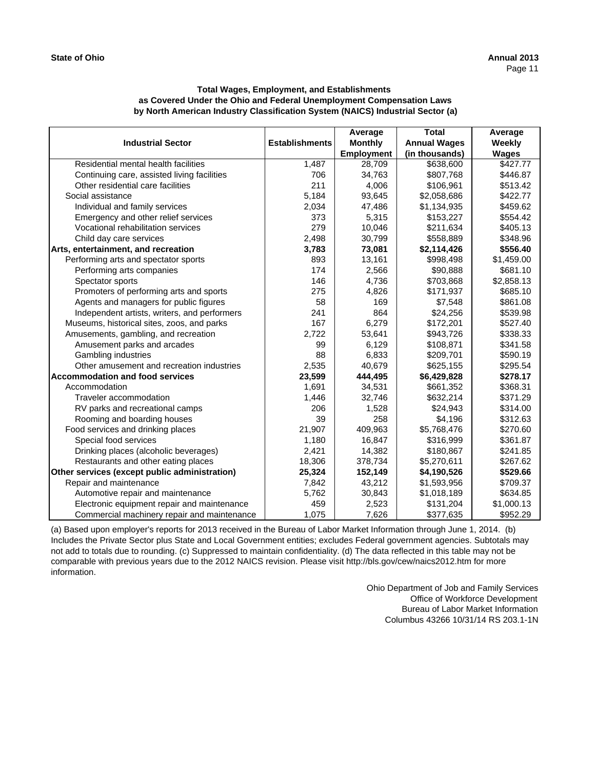**State of Ohio** **Annual 2013**

### Total Wages, Employment, and Establishments
### as Covered Under the Ohio and Federal Unemployment Compensation Laws
### by North American Industry Classification System (NAICS) Industrial Sector (a)

| Industrial Sector | Establishments | Average Monthly Employment | Total Annual Wages (in thousands) | Average Weekly Wages |
|---|---|---|---|---|
| Residential mental health facilities | 1,487 | 28,709 | $638,600 | $427.77 |
| Continuing care, assisted living facilities | 706 | 34,763 | $807,768 | $446.87 |
| Other residential care facilities | 211 | 4,006 | $106,961 | $513.42 |
| Social assistance | 5,184 | 93,645 | $2,058,686 | $422.77 |
| Individual and family services | 2,034 | 47,486 | $1,134,935 | $459.62 |
| Emergency and other relief services | 373 | 5,315 | $153,227 | $554.42 |
| Vocational rehabilitation services | 279 | 10,046 | $211,634 | $405.13 |
| Child day care services | 2,498 | 30,799 | $558,889 | $348.96 |
| **Arts, entertainment, and recreation** | **3,783** | **73,081** | **$2,114,426** | **$556.40** |
| Performing arts and spectator sports | 893 | 13,161 | $998,498 | $1,459.00 |
| Performing arts companies | 174 | 2,566 | $90,888 | $681.10 |
| Spectator sports | 146 | 4,736 | $703,868 | $2,858.13 |
| Promoters of performing arts and sports | 275 | 4,826 | $171,937 | $685.10 |
| Agents and managers for public figures | 58 | 169 | $7,548 | $861.08 |
| Independent artists, writers, and performers | 241 | 864 | $24,256 | $539.98 |
| Museums, historical sites, zoos, and parks | 167 | 6,279 | $172,201 | $527.40 |
| Amusements, gambling, and recreation | 2,722 | 53,641 | $943,726 | $338.33 |
| Amusement parks and arcades | 99 | 6,129 | $108,871 | $341.58 |
| Gambling industries | 88 | 6,833 | $209,701 | $590.19 |
| Other amusement and recreation industries | 2,535 | 40,679 | $625,155 | $295.54 |
| **Accommodation and food services** | **23,599** | **444,495** | **$6,429,828** | **$278.17** |
| Accommodation | 1,691 | 34,531 | $661,352 | $368.31 |
| Traveler accommodation | 1,446 | 32,746 | $632,214 | $371.29 |
| RV parks and recreational camps | 206 | 1,528 | $24,943 | $314.00 |
| Rooming and boarding houses | 39 | 258 | $4,196 | $312.63 |
| Food services and drinking places | 21,907 | 409,963 | $5,768,476 | $270.60 |
| Special food services | 1,180 | 16,847 | $316,999 | $361.87 |
| Drinking places (alcoholic beverages) | 2,421 | 14,382 | $180,867 | $241.85 |
| Restaurants and other eating places | 18,306 | 378,734 | $5,270,611 | $267.62 |
| **Other services (except public administration)** | **25,324** | **152,149** | **$4,190,526** | **$529.66** |
| Repair and maintenance | 7,842 | 43,212 | $1,593,956 | $709.37 |
| Automotive repair and maintenance | 5,762 | 30,843 | $1,018,189 | $634.85 |
| Electronic equipment repair and maintenance | 459 | 2,523 | $131,204 | $1,000.13 |
| Commercial machinery repair and maintenance | 1,075 | 7,626 | $377,635 | $952.29 |

(a) Based upon employer's reports for 2013 received in the Bureau of Labor Market Information through June 1, 2014. (b) Includes the Private Sector plus State and Local Government entities; excludes Federal government agencies. Subtotals may not add to totals due to rounding. (c) Suppressed to maintain confidentiality. (d) The data reflected in this table may not be comparable with previous years due to the 2012 NAICS revision. Please visit http://bls.gov/cew/naics2012.htm for more information.

Ohio Department of Job and Family Services
Office of Workforce Development
Bureau of Labor Market Information
Columbus 43266 10/31/14 RS 203.1-1N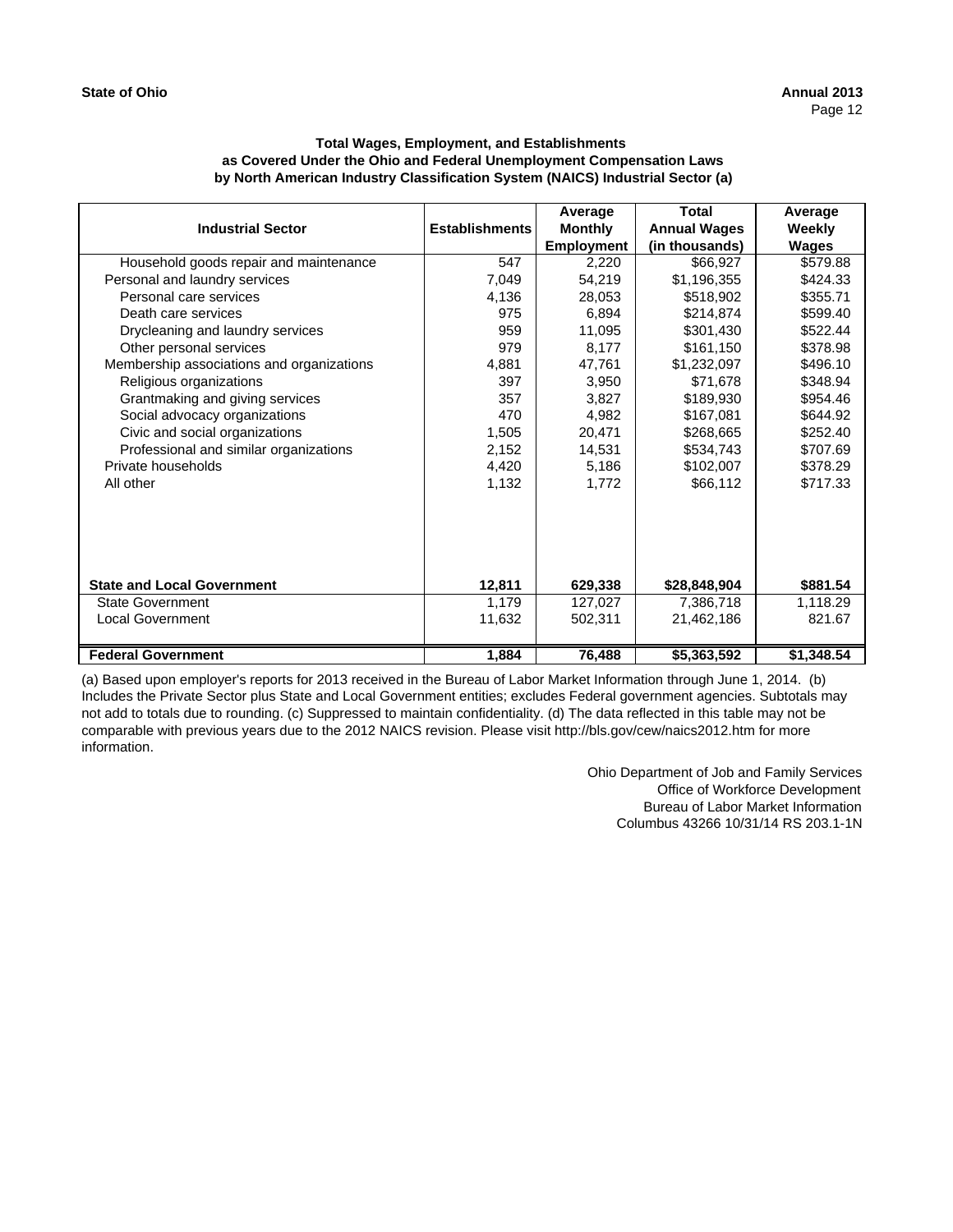**State of Ohio** **Annual 2013**

### Total Wages, Employment, and Establishments as Covered Under the Ohio and Federal Unemployment Compensation Laws by North American Industry Classification System (NAICS) Industrial Sector (a)

| Industrial Sector | Establishments | Average Monthly Employment | Total Annual Wages (in thousands) | Average Weekly Wages |
|---|---|---|---|---|
| Household goods repair and maintenance | 547 | 2,220 | $66,927 | $579.88 |
| Personal and laundry services | 7,049 | 54,219 | $1,196,355 | $424.33 |
| Personal care services | 4,136 | 28,053 | $518,902 | $355.71 |
| Death care services | 975 | 6,894 | $214,874 | $599.40 |
| Drycleaning and laundry services | 959 | 11,095 | $301,430 | $522.44 |
| Other personal services | 979 | 8,177 | $161,150 | $378.98 |
| Membership associations and organizations | 4,881 | 47,761 | $1,232,097 | $496.10 |
| Religious organizations | 397 | 3,950 | $71,678 | $348.94 |
| Grantmaking and giving services | 357 | 3,827 | $189,930 | $954.46 |
| Social advocacy organizations | 470 | 4,982 | $167,081 | $644.92 |
| Civic and social organizations | 1,505 | 20,471 | $268,665 | $252.40 |
| Professional and similar organizations | 2,152 | 14,531 | $534,743 | $707.69 |
| Private households | 4,420 | 5,186 | $102,007 | $378.29 |
| All other | 1,132 | 1,772 | $66,112 | $717.33 |
| **State and Local Government** | **12,811** | **629,338** | **$28,848,904** | **$881.54** |
| State Government | 1,179 | 127,027 | 7,386,718 | 1,118.29 |
| Local Government | 11,632 | 502,311 | 21,462,186 | 821.67 |
| **Federal Government** | **1,884** | **76,488** | **$5,363,592** | **$1,348.54** |

(a) Based upon employer's reports for 2013 received in the Bureau of Labor Market Information through June 1, 2014. (b) Includes the Private Sector plus State and Local Government entities; excludes Federal government agencies. Subtotals may not add to totals due to rounding. (c) Suppressed to maintain confidentiality. (d) The data reflected in this table may not be comparable with previous years due to the 2012 NAICS revision. Please visit http://bls.gov/cew/naics2012.htm for more information.

Ohio Department of Job and Family Services
Office of Workforce Development
Bureau of Labor Market Information
Columbus 43266 10/31/14 RS 203.1-1N